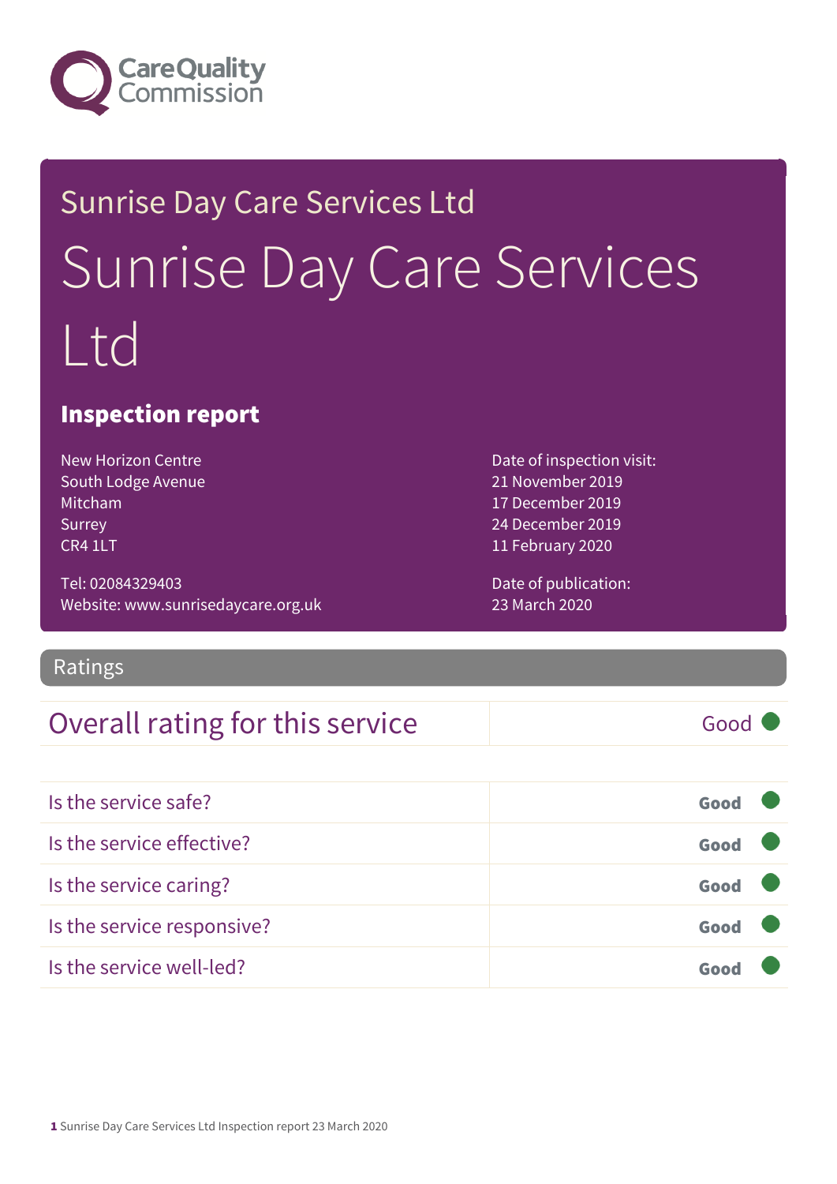Care Quality Commission

# Sunrise Day Care Services Ltd

# Sunrise Day Care Services Ltd

## Inspection report

New Horizon Centre
South Lodge Avenue
Mitcham
Surrey
CR4 1LT

Tel: 02084329403
Website: www.sunrisedaycare.org.uk

Date of inspection visit:
21 November 2019
17 December 2019
24 December 2019
11 February 2020

Date of publication:
23 March 2020

## Ratings

| Overall rating for this service | Good |
|---|---|
| Is the service safe? | Good |
| Is the service effective? | Good |
| Is the service caring? | Good |
| Is the service responsive? | Good |
| Is the service well-led? | Good |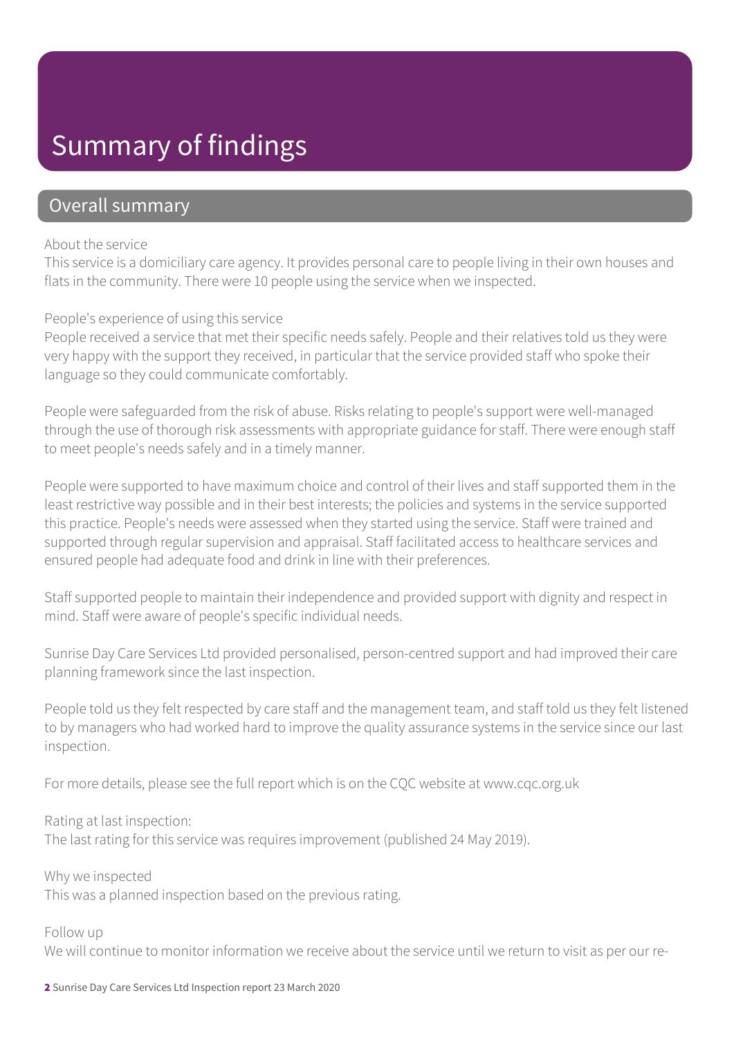# Summary of findings

## Overall summary

About the service
This service is a domiciliary care agency. It provides personal care to people living in their own houses and flats in the community. There were 10 people using the service when we inspected.

People's experience of using this service
People received a service that met their specific needs safely. People and their relatives told us they were very happy with the support they received, in particular that the service provided staff who spoke their language so they could communicate comfortably.

People were safeguarded from the risk of abuse. Risks relating to people's support were well-managed through the use of thorough risk assessments with appropriate guidance for staff. There were enough staff to meet people's needs safely and in a timely manner.

People were supported to have maximum choice and control of their lives and staff supported them in the least restrictive way possible and in their best interests; the policies and systems in the service supported this practice. People's needs were assessed when they started using the service. Staff were trained and supported through regular supervision and appraisal. Staff facilitated access to healthcare services and ensured people had adequate food and drink in line with their preferences.

Staff supported people to maintain their independence and provided support with dignity and respect in mind. Staff were aware of people's specific individual needs.

Sunrise Day Care Services Ltd provided personalised, person-centred support and had improved their care planning framework since the last inspection.

People told us they felt respected by care staff and the management team, and staff told us they felt listened to by managers who had worked hard to improve the quality assurance systems in the service since our last inspection.

For more details, please see the full report which is on the CQC website at www.cqc.org.uk

Rating at last inspection:
The last rating for this service was requires improvement (published 24 May 2019).

Why we inspected
This was a planned inspection based on the previous rating.

Follow up
We will continue to monitor information we receive about the service until we return to visit as per our re-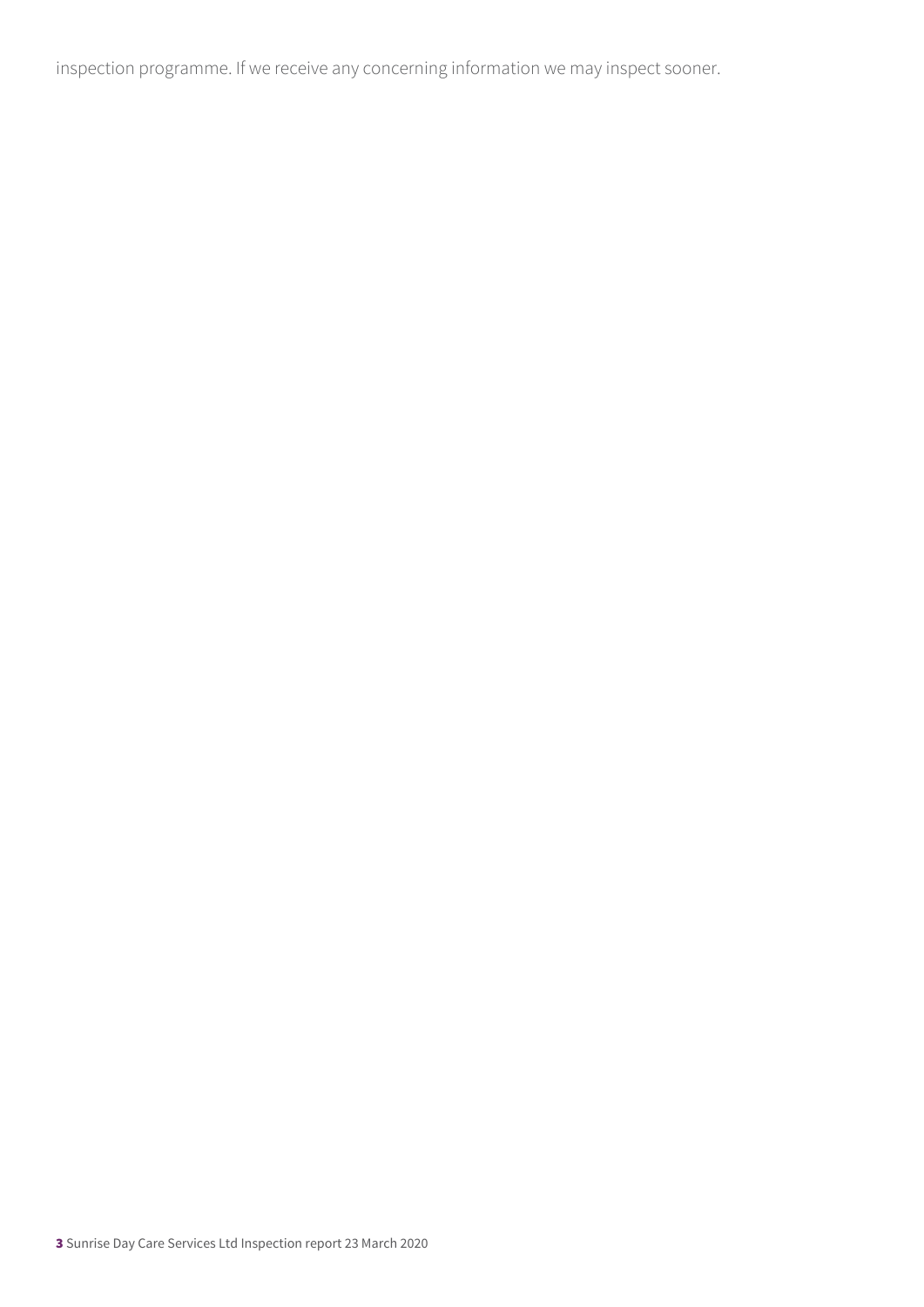inspection programme. If we receive any concerning information we may inspect sooner.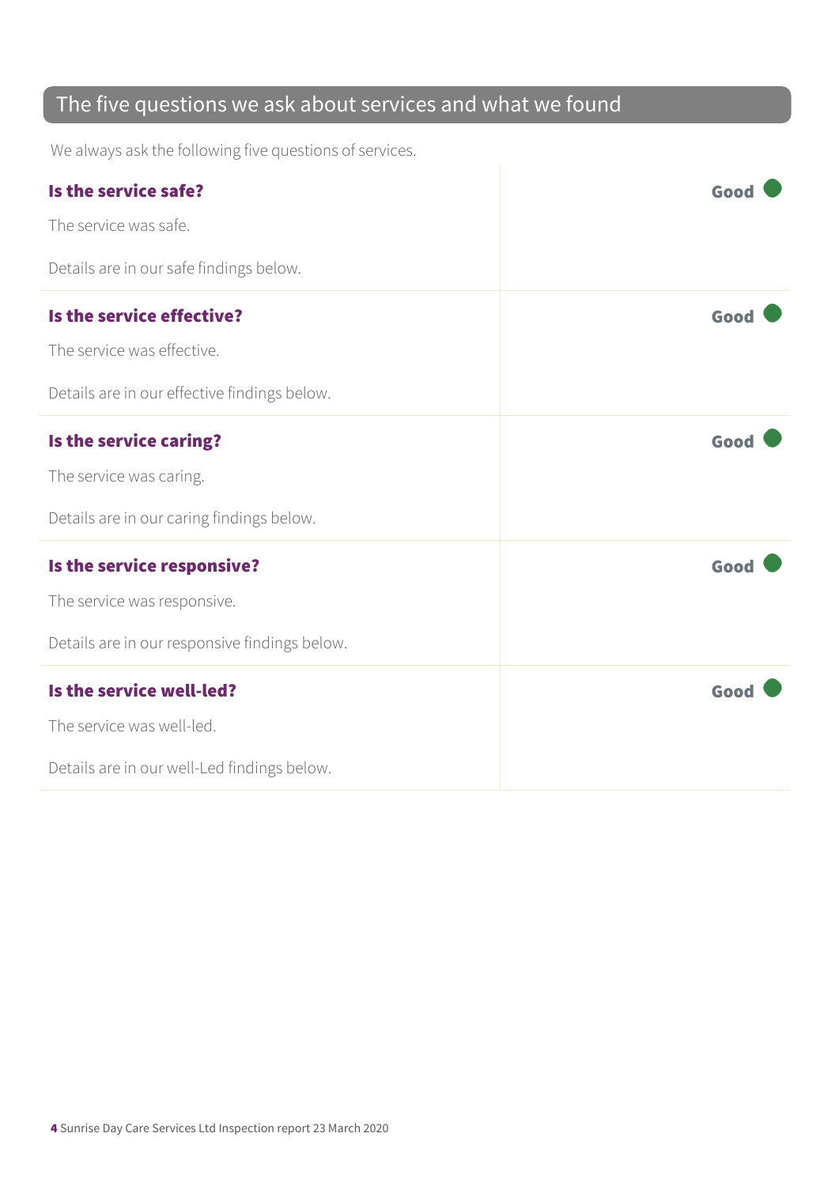## The five questions we ask about services and what we found

We always ask the following five questions of services.

**Is the service safe?** — **Good**

The service was safe.

Details are in our safe findings below.

**Is the service effective?** — **Good**

The service was effective.

Details are in our effective findings below.

**Is the service caring?** — **Good**

The service was caring.

Details are in our caring findings below.

**Is the service responsive?** — **Good**

The service was responsive.

Details are in our responsive findings below.

**Is the service well-led?** — **Good**

The service was well-led.

Details are in our well-Led findings below.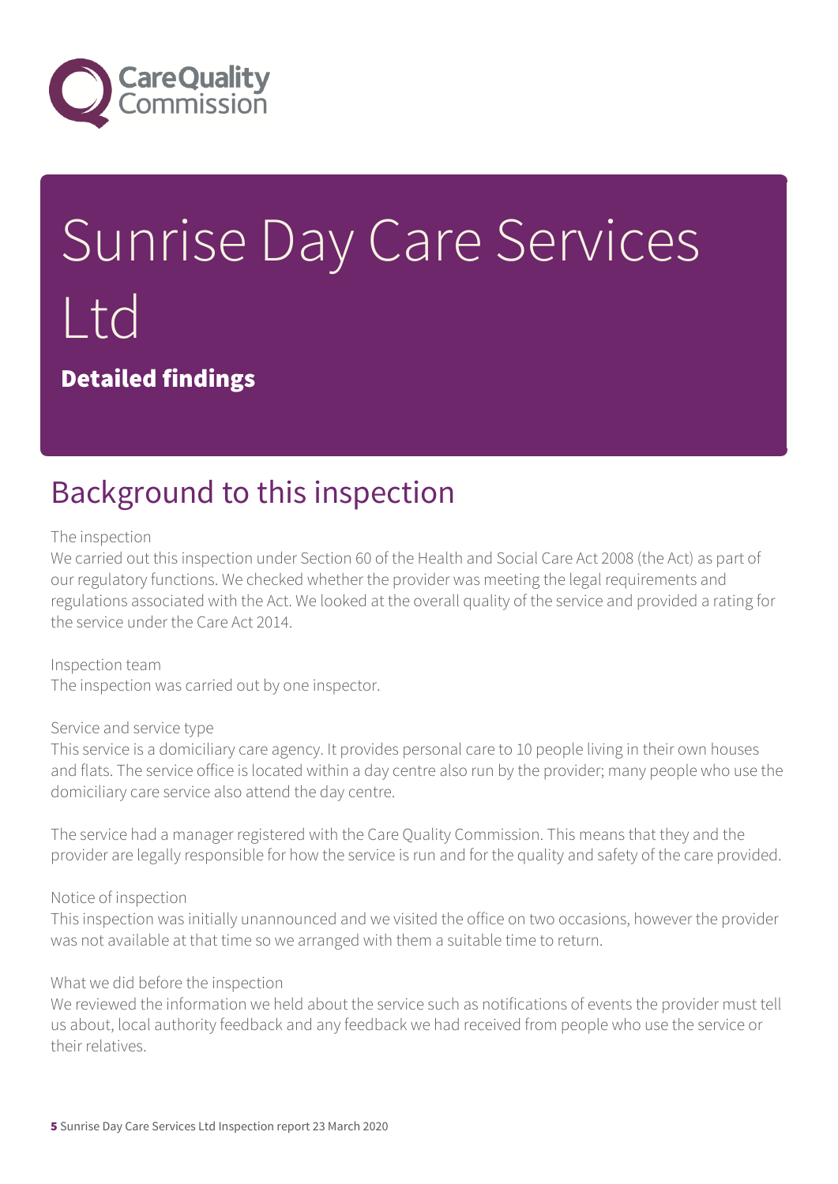# Sunrise Day Care Services Ltd

**Detailed findings**

## Background to this inspection

The inspection
We carried out this inspection under Section 60 of the Health and Social Care Act 2008 (the Act) as part of our regulatory functions. We checked whether the provider was meeting the legal requirements and regulations associated with the Act. We looked at the overall quality of the service and provided a rating for the service under the Care Act 2014.

Inspection team
The inspection was carried out by one inspector.

Service and service type
This service is a domiciliary care agency. It provides personal care to 10 people living in their own houses and flats. The service office is located within a day centre also run by the provider; many people who use the domiciliary care service also attend the day centre.

The service had a manager registered with the Care Quality Commission. This means that they and the provider are legally responsible for how the service is run and for the quality and safety of the care provided.

Notice of inspection
This inspection was initially unannounced and we visited the office on two occasions, however the provider was not available at that time so we arranged with them a suitable time to return.

What we did before the inspection
We reviewed the information we held about the service such as notifications of events the provider must tell us about, local authority feedback and any feedback we had received from people who use the service or their relatives.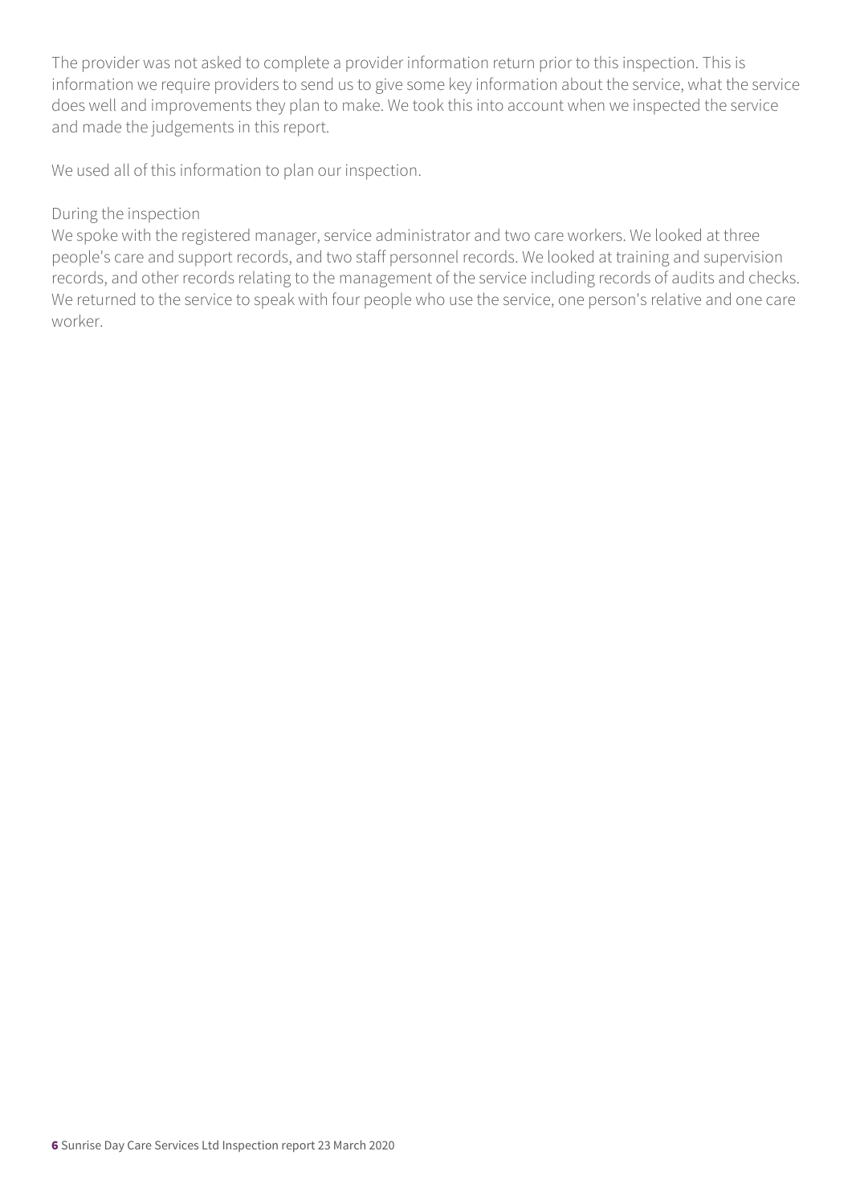The provider was not asked to complete a provider information return prior to this inspection. This is information we require providers to send us to give some key information about the service, what the service does well and improvements they plan to make. We took this into account when we inspected the service and made the judgements in this report.

We used all of this information to plan our inspection.

During the inspection

We spoke with the registered manager, service administrator and two care workers. We looked at three people's care and support records, and two staff personnel records. We looked at training and supervision records, and other records relating to the management of the service including records of audits and checks. We returned to the service to speak with four people who use the service, one person's relative and one care worker.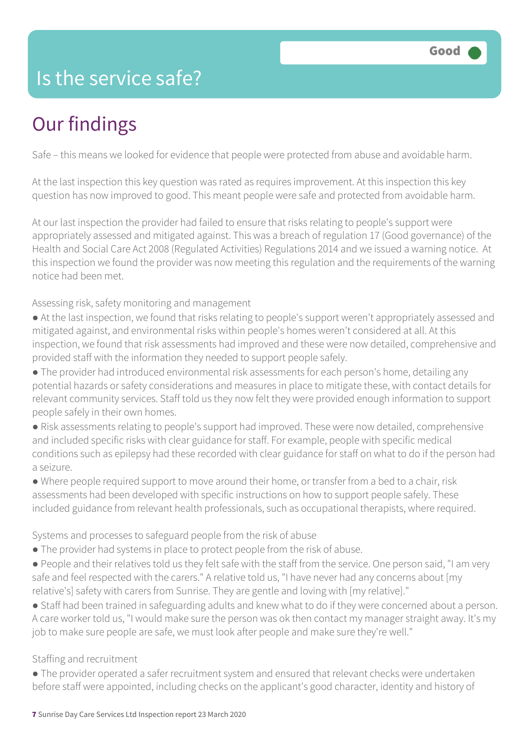# Is the service safe?

**Good**

## Our findings

Safe – this means we looked for evidence that people were protected from abuse and avoidable harm.

At the last inspection this key question was rated as requires improvement. At this inspection this key question has now improved to good. This meant people were safe and protected from avoidable harm.

At our last inspection the provider had failed to ensure that risks relating to people's support were appropriately assessed and mitigated against. This was a breach of regulation 17 (Good governance) of the Health and Social Care Act 2008 (Regulated Activities) Regulations 2014 and we issued a warning notice. At this inspection we found the provider was now meeting this regulation and the requirements of the warning notice had been met.

Assessing risk, safety monitoring and management

- At the last inspection, we found that risks relating to people's support weren't appropriately assessed and mitigated against, and environmental risks within people's homes weren't considered at all. At this inspection, we found that risk assessments had improved and these were now detailed, comprehensive and provided staff with the information they needed to support people safely.
- The provider had introduced environmental risk assessments for each person's home, detailing any potential hazards or safety considerations and measures in place to mitigate these, with contact details for relevant community services. Staff told us they now felt they were provided enough information to support people safely in their own homes.
- Risk assessments relating to people's support had improved. These were now detailed, comprehensive and included specific risks with clear guidance for staff. For example, people with specific medical conditions such as epilepsy had these recorded with clear guidance for staff on what to do if the person had a seizure.
- Where people required support to move around their home, or transfer from a bed to a chair, risk assessments had been developed with specific instructions on how to support people safely. These included guidance from relevant health professionals, such as occupational therapists, where required.

Systems and processes to safeguard people from the risk of abuse

- The provider had systems in place to protect people from the risk of abuse.
- People and their relatives told us they felt safe with the staff from the service. One person said, "I am very safe and feel respected with the carers." A relative told us, "I have never had any concerns about [my relative's] safety with carers from Sunrise. They are gentle and loving with [my relative]."
- Staff had been trained in safeguarding adults and knew what to do if they were concerned about a person. A care worker told us, "I would make sure the person was ok then contact my manager straight away. It's my job to make sure people are safe, we must look after people and make sure they're well."

Staffing and recruitment

- The provider operated a safer recruitment system and ensured that relevant checks were undertaken before staff were appointed, including checks on the applicant's good character, identity and history of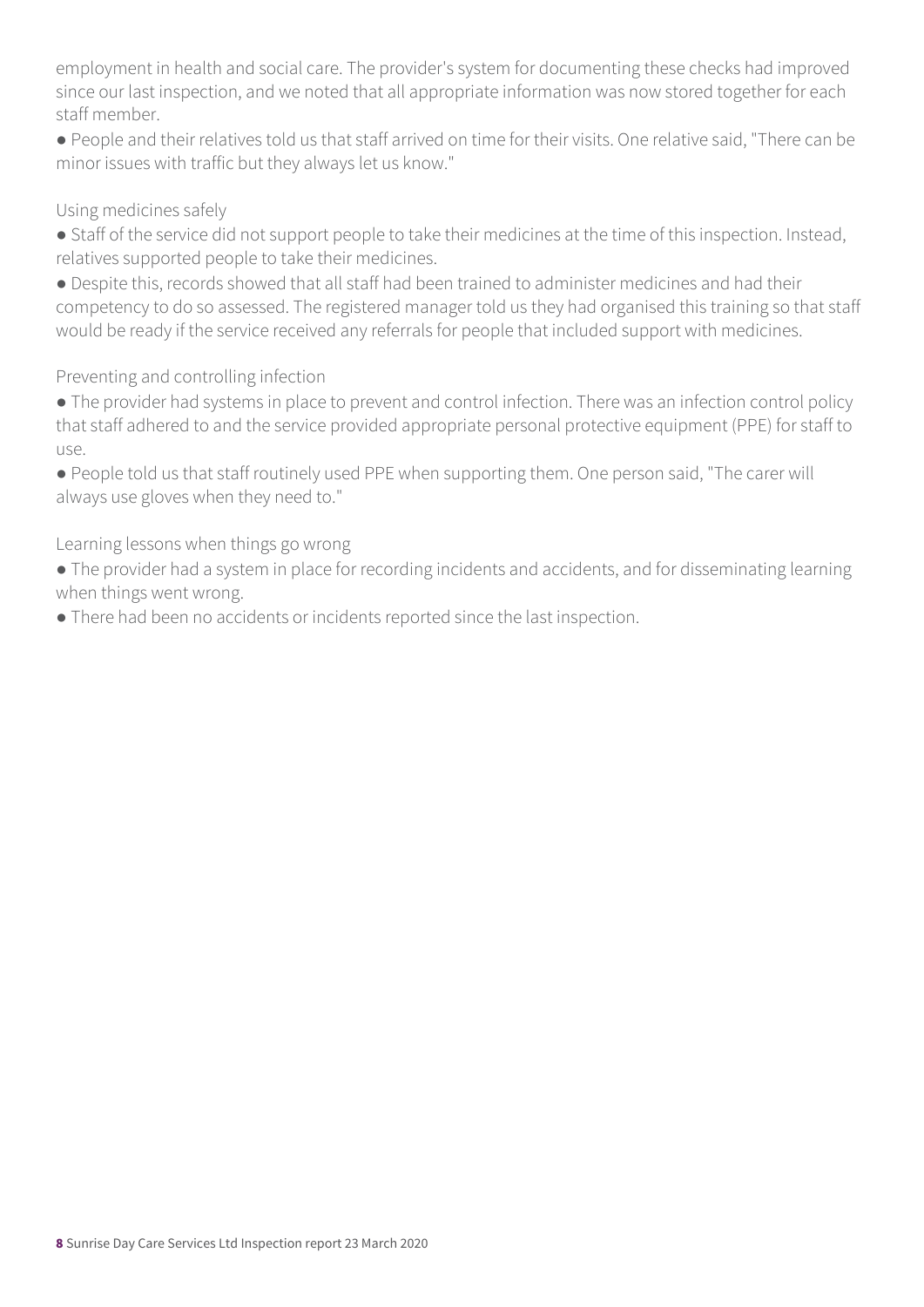employment in health and social care. The provider's system for documenting these checks had improved since our last inspection, and we noted that all appropriate information was now stored together for each staff member.

- People and their relatives told us that staff arrived on time for their visits. One relative said, "There can be minor issues with traffic but they always let us know."

### Using medicines safely

- Staff of the service did not support people to take their medicines at the time of this inspection. Instead, relatives supported people to take their medicines.
- Despite this, records showed that all staff had been trained to administer medicines and had their competency to do so assessed. The registered manager told us they had organised this training so that staff would be ready if the service received any referrals for people that included support with medicines.

### Preventing and controlling infection

- The provider had systems in place to prevent and control infection. There was an infection control policy that staff adhered to and the service provided appropriate personal protective equipment (PPE) for staff to use.
- People told us that staff routinely used PPE when supporting them. One person said, "The carer will always use gloves when they need to."

### Learning lessons when things go wrong

- The provider had a system in place for recording incidents and accidents, and for disseminating learning when things went wrong.
- There had been no accidents or incidents reported since the last inspection.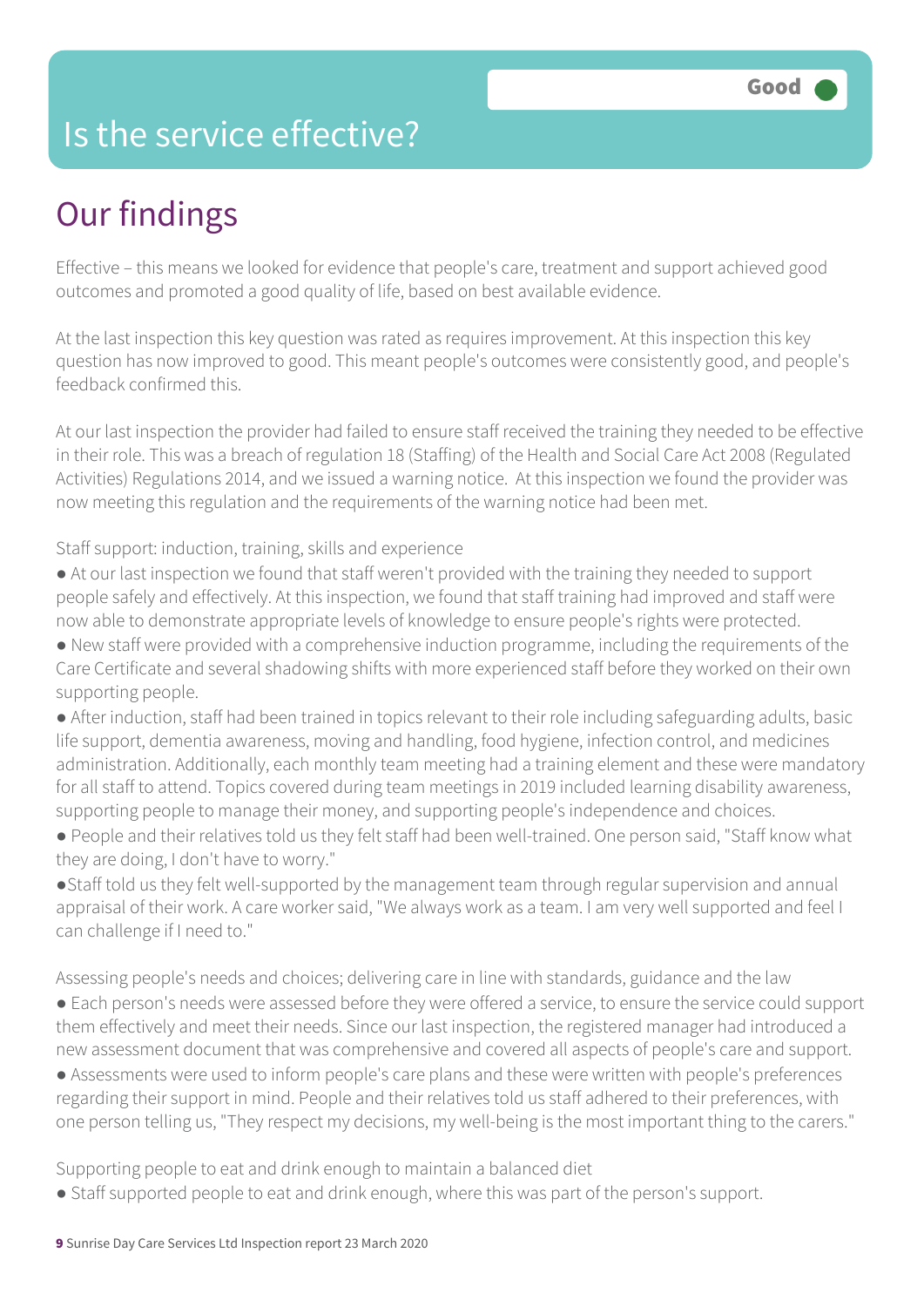Good

# Is the service effective?

## Our findings

Effective – this means we looked for evidence that people's care, treatment and support achieved good outcomes and promoted a good quality of life, based on best available evidence.

At the last inspection this key question was rated as requires improvement. At this inspection this key question has now improved to good. This meant people's outcomes were consistently good, and people's feedback confirmed this.

At our last inspection the provider had failed to ensure staff received the training they needed to be effective in their role. This was a breach of regulation 18 (Staffing) of the Health and Social Care Act 2008 (Regulated Activities) Regulations 2014, and we issued a warning notice. At this inspection we found the provider was now meeting this regulation and the requirements of the warning notice had been met.

Staff support: induction, training, skills and experience

- At our last inspection we found that staff weren't provided with the training they needed to support people safely and effectively. At this inspection, we found that staff training had improved and staff were now able to demonstrate appropriate levels of knowledge to ensure people's rights were protected.
- New staff were provided with a comprehensive induction programme, including the requirements of the Care Certificate and several shadowing shifts with more experienced staff before they worked on their own supporting people.
- After induction, staff had been trained in topics relevant to their role including safeguarding adults, basic life support, dementia awareness, moving and handling, food hygiene, infection control, and medicines administration. Additionally, each monthly team meeting had a training element and these were mandatory for all staff to attend. Topics covered during team meetings in 2019 included learning disability awareness, supporting people to manage their money, and supporting people's independence and choices.
- People and their relatives told us they felt staff had been well-trained. One person said, "Staff know what they are doing, I don't have to worry."
- Staff told us they felt well-supported by the management team through regular supervision and annual appraisal of their work. A care worker said, "We always work as a team. I am very well supported and feel I can challenge if I need to."

Assessing people's needs and choices; delivering care in line with standards, guidance and the law

- Each person's needs were assessed before they were offered a service, to ensure the service could support them effectively and meet their needs. Since our last inspection, the registered manager had introduced a new assessment document that was comprehensive and covered all aspects of people's care and support.
- Assessments were used to inform people's care plans and these were written with people's preferences regarding their support in mind. People and their relatives told us staff adhered to their preferences, with one person telling us, "They respect my decisions, my well-being is the most important thing to the carers."

Supporting people to eat and drink enough to maintain a balanced diet

- Staff supported people to eat and drink enough, where this was part of the person's support.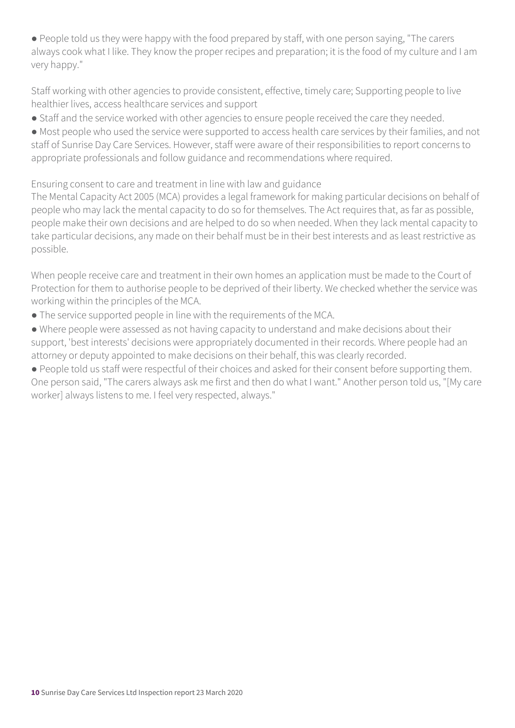- People told us they were happy with the food prepared by staff, with one person saying, "The carers always cook what I like. They know the proper recipes and preparation; it is the food of my culture and I am very happy."

Staff working with other agencies to provide consistent, effective, timely care; Supporting people to live healthier lives, access healthcare services and support

- Staff and the service worked with other agencies to ensure people received the care they needed.
- Most people who used the service were supported to access health care services by their families, and not staff of Sunrise Day Care Services. However, staff were aware of their responsibilities to report concerns to appropriate professionals and follow guidance and recommendations where required.

Ensuring consent to care and treatment in line with law and guidance

The Mental Capacity Act 2005 (MCA) provides a legal framework for making particular decisions on behalf of people who may lack the mental capacity to do so for themselves. The Act requires that, as far as possible, people make their own decisions and are helped to do so when needed. When they lack mental capacity to take particular decisions, any made on their behalf must be in their best interests and as least restrictive as possible.

When people receive care and treatment in their own homes an application must be made to the Court of Protection for them to authorise people to be deprived of their liberty. We checked whether the service was working within the principles of the MCA.

- The service supported people in line with the requirements of the MCA.
- Where people were assessed as not having capacity to understand and make decisions about their support, 'best interests' decisions were appropriately documented in their records. Where people had an attorney or deputy appointed to make decisions on their behalf, this was clearly recorded.
- People told us staff were respectful of their choices and asked for their consent before supporting them. One person said, "The carers always ask me first and then do what I want." Another person told us, "[My care worker] always listens to me. I feel very respected, always."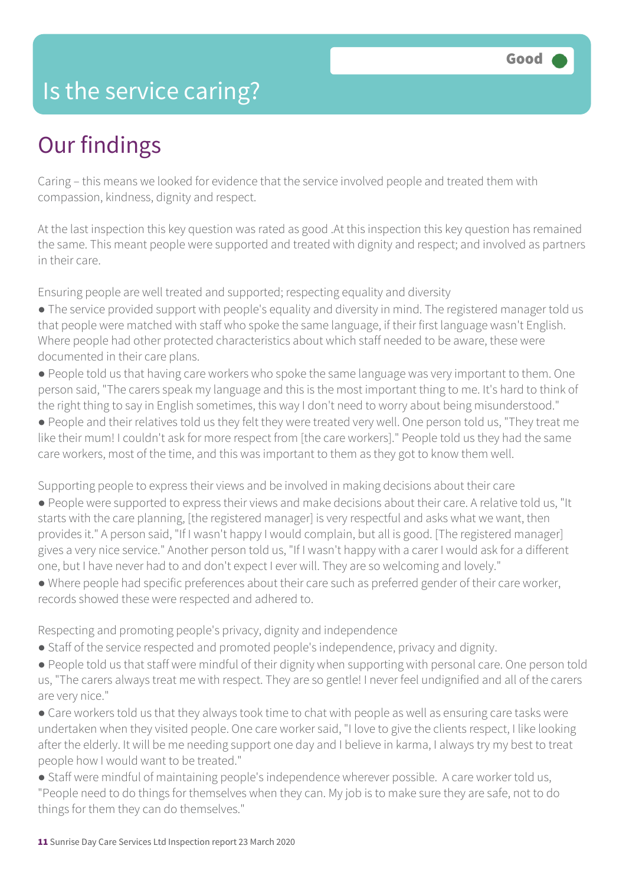# Is the service caring?

Good

## Our findings

Caring – this means we looked for evidence that the service involved people and treated them with compassion, kindness, dignity and respect.

At the last inspection this key question was rated as good .At this inspection this key question has remained the same. This meant people were supported and treated with dignity and respect; and involved as partners in their care.

Ensuring people are well treated and supported; respecting equality and diversity

- The service provided support with people's equality and diversity in mind. The registered manager told us that people were matched with staff who spoke the same language, if their first language wasn't English. Where people had other protected characteristics about which staff needed to be aware, these were documented in their care plans.
- People told us that having care workers who spoke the same language was very important to them. One person said, "The carers speak my language and this is the most important thing to me. It's hard to think of the right thing to say in English sometimes, this way I don't need to worry about being misunderstood."
- People and their relatives told us they felt they were treated very well. One person told us, "They treat me like their mum! I couldn't ask for more respect from [the care workers]." People told us they had the same care workers, most of the time, and this was important to them as they got to know them well.

Supporting people to express their views and be involved in making decisions about their care

- People were supported to express their views and make decisions about their care. A relative told us, "It starts with the care planning, [the registered manager] is very respectful and asks what we want, then provides it." A person said, "If I wasn't happy I would complain, but all is good. [The registered manager] gives a very nice service." Another person told us, "If I wasn't happy with a carer I would ask for a different one, but I have never had to and don't expect I ever will. They are so welcoming and lovely."
- Where people had specific preferences about their care such as preferred gender of their care worker, records showed these were respected and adhered to.

Respecting and promoting people's privacy, dignity and independence

- Staff of the service respected and promoted people's independence, privacy and dignity.
- People told us that staff were mindful of their dignity when supporting with personal care. One person told us, "The carers always treat me with respect. They are so gentle! I never feel undignified and all of the carers are very nice."
- Care workers told us that they always took time to chat with people as well as ensuring care tasks were undertaken when they visited people. One care worker said, "I love to give the clients respect, I like looking after the elderly. It will be me needing support one day and I believe in karma, I always try my best to treat people how I would want to be treated."
- Staff were mindful of maintaining people's independence wherever possible. A care worker told us, "People need to do things for themselves when they can. My job is to make sure they are safe, not to do things for them they can do themselves."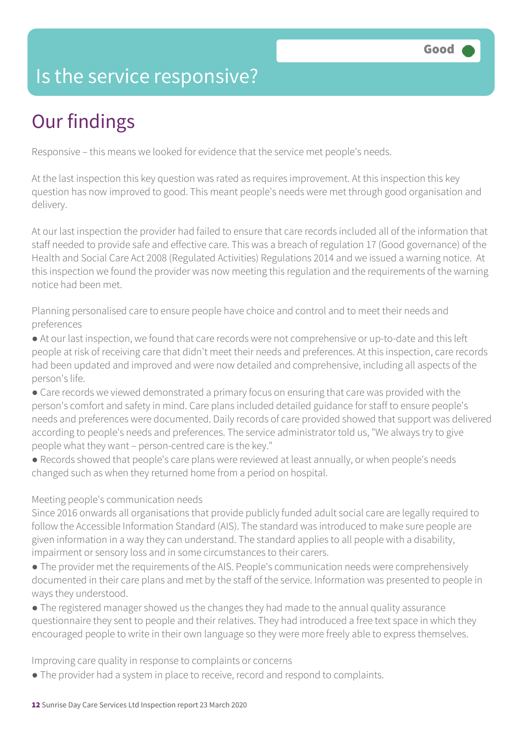# Is the service responsive?

Good

## Our findings

Responsive – this means we looked for evidence that the service met people's needs.

At the last inspection this key question was rated as requires improvement. At this inspection this key question has now improved to good. This meant people's needs were met through good organisation and delivery.

At our last inspection the provider had failed to ensure that care records included all of the information that staff needed to provide safe and effective care. This was a breach of regulation 17 (Good governance) of the Health and Social Care Act 2008 (Regulated Activities) Regulations 2014 and we issued a warning notice. At this inspection we found the provider was now meeting this regulation and the requirements of the warning notice had been met.

Planning personalised care to ensure people have choice and control and to meet their needs and preferences

- At our last inspection, we found that care records were not comprehensive or up-to-date and this left people at risk of receiving care that didn't meet their needs and preferences. At this inspection, care records had been updated and improved and were now detailed and comprehensive, including all aspects of the person's life.
- Care records we viewed demonstrated a primary focus on ensuring that care was provided with the person's comfort and safety in mind. Care plans included detailed guidance for staff to ensure people's needs and preferences were documented. Daily records of care provided showed that support was delivered according to people's needs and preferences. The service administrator told us, "We always try to give people what they want – person-centred care is the key."
- Records showed that people's care plans were reviewed at least annually, or when people's needs changed such as when they returned home from a period on hospital.

Meeting people's communication needs

Since 2016 onwards all organisations that provide publicly funded adult social care are legally required to follow the Accessible Information Standard (AIS). The standard was introduced to make sure people are given information in a way they can understand. The standard applies to all people with a disability, impairment or sensory loss and in some circumstances to their carers.

- The provider met the requirements of the AIS. People's communication needs were comprehensively documented in their care plans and met by the staff of the service. Information was presented to people in ways they understood.
- The registered manager showed us the changes they had made to the annual quality assurance questionnaire they sent to people and their relatives. They had introduced a free text space in which they encouraged people to write in their own language so they were more freely able to express themselves.

Improving care quality in response to complaints or concerns

- The provider had a system in place to receive, record and respond to complaints.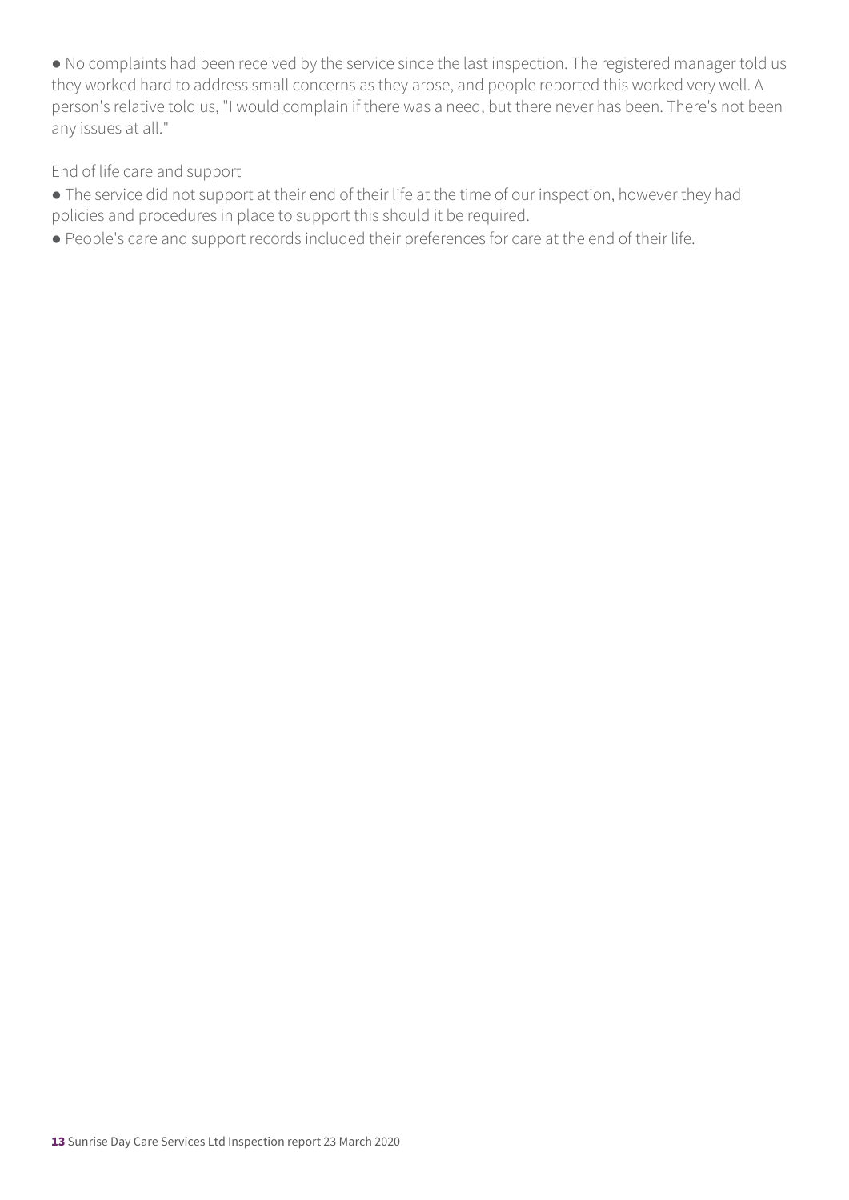- No complaints had been received by the service since the last inspection. The registered manager told us they worked hard to address small concerns as they arose, and people reported this worked very well. A person's relative told us, "I would complain if there was a need, but there never has been. There's not been any issues at all."

End of life care and support

- The service did not support at their end of their life at the time of our inspection, however they had policies and procedures in place to support this should it be required.
- People's care and support records included their preferences for care at the end of their life.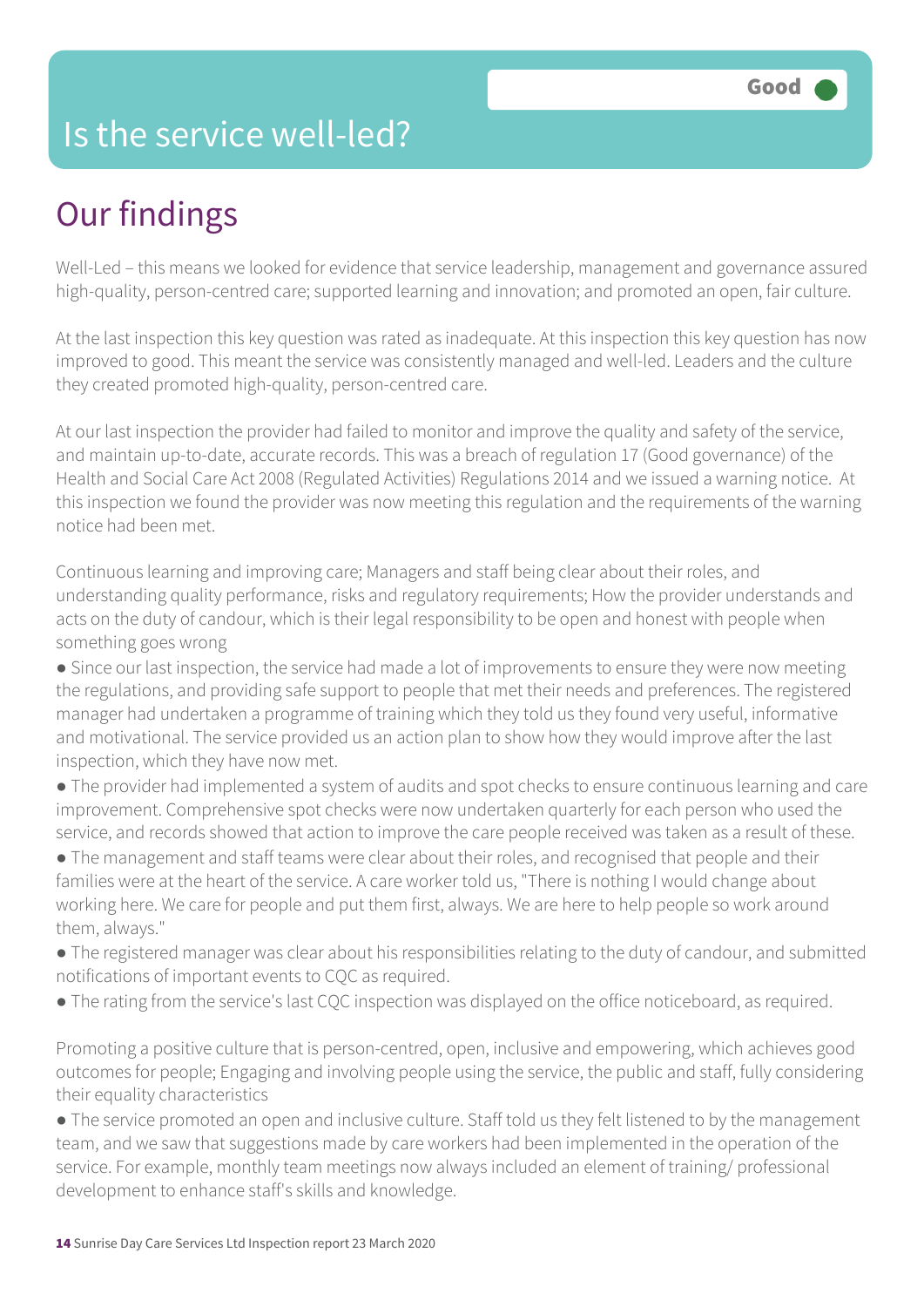Good

# Is the service well-led?

## Our findings

Well-Led – this means we looked for evidence that service leadership, management and governance assured high-quality, person-centred care; supported learning and innovation; and promoted an open, fair culture.

At the last inspection this key question was rated as inadequate. At this inspection this key question has now improved to good. This meant the service was consistently managed and well-led. Leaders and the culture they created promoted high-quality, person-centred care.

At our last inspection the provider had failed to monitor and improve the quality and safety of the service, and maintain up-to-date, accurate records. This was a breach of regulation 17 (Good governance) of the Health and Social Care Act 2008 (Regulated Activities) Regulations 2014 and we issued a warning notice. At this inspection we found the provider was now meeting this regulation and the requirements of the warning notice had been met.

Continuous learning and improving care; Managers and staff being clear about their roles, and understanding quality performance, risks and regulatory requirements; How the provider understands and acts on the duty of candour, which is their legal responsibility to be open and honest with people when something goes wrong

- Since our last inspection, the service had made a lot of improvements to ensure they were now meeting the regulations, and providing safe support to people that met their needs and preferences. The registered manager had undertaken a programme of training which they told us they found very useful, informative and motivational. The service provided us an action plan to show how they would improve after the last inspection, which they have now met.
- The provider had implemented a system of audits and spot checks to ensure continuous learning and care improvement. Comprehensive spot checks were now undertaken quarterly for each person who used the service, and records showed that action to improve the care people received was taken as a result of these.
- The management and staff teams were clear about their roles, and recognised that people and their families were at the heart of the service. A care worker told us, "There is nothing I would change about working here. We care for people and put them first, always. We are here to help people so work around them, always."
- The registered manager was clear about his responsibilities relating to the duty of candour, and submitted notifications of important events to CQC as required.
- The rating from the service's last CQC inspection was displayed on the office noticeboard, as required.

Promoting a positive culture that is person-centred, open, inclusive and empowering, which achieves good outcomes for people; Engaging and involving people using the service, the public and staff, fully considering their equality characteristics

- The service promoted an open and inclusive culture. Staff told us they felt listened to by the management team, and we saw that suggestions made by care workers had been implemented in the operation of the service. For example, monthly team meetings now always included an element of training/ professional development to enhance staff's skills and knowledge.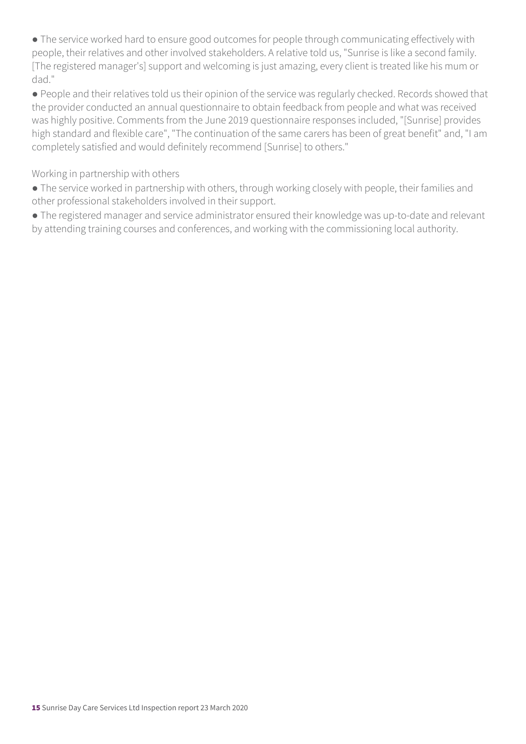- The service worked hard to ensure good outcomes for people through communicating effectively with people, their relatives and other involved stakeholders. A relative told us, "Sunrise is like a second family. [The registered manager's] support and welcoming is just amazing, every client is treated like his mum or dad."
- People and their relatives told us their opinion of the service was regularly checked. Records showed that the provider conducted an annual questionnaire to obtain feedback from people and what was received was highly positive. Comments from the June 2019 questionnaire responses included, "[Sunrise] provides high standard and flexible care", "The continuation of the same carers has been of great benefit" and, "I am completely satisfied and would definitely recommend [Sunrise] to others."

Working in partnership with others

- The service worked in partnership with others, through working closely with people, their families and other professional stakeholders involved in their support.
- The registered manager and service administrator ensured their knowledge was up-to-date and relevant by attending training courses and conferences, and working with the commissioning local authority.